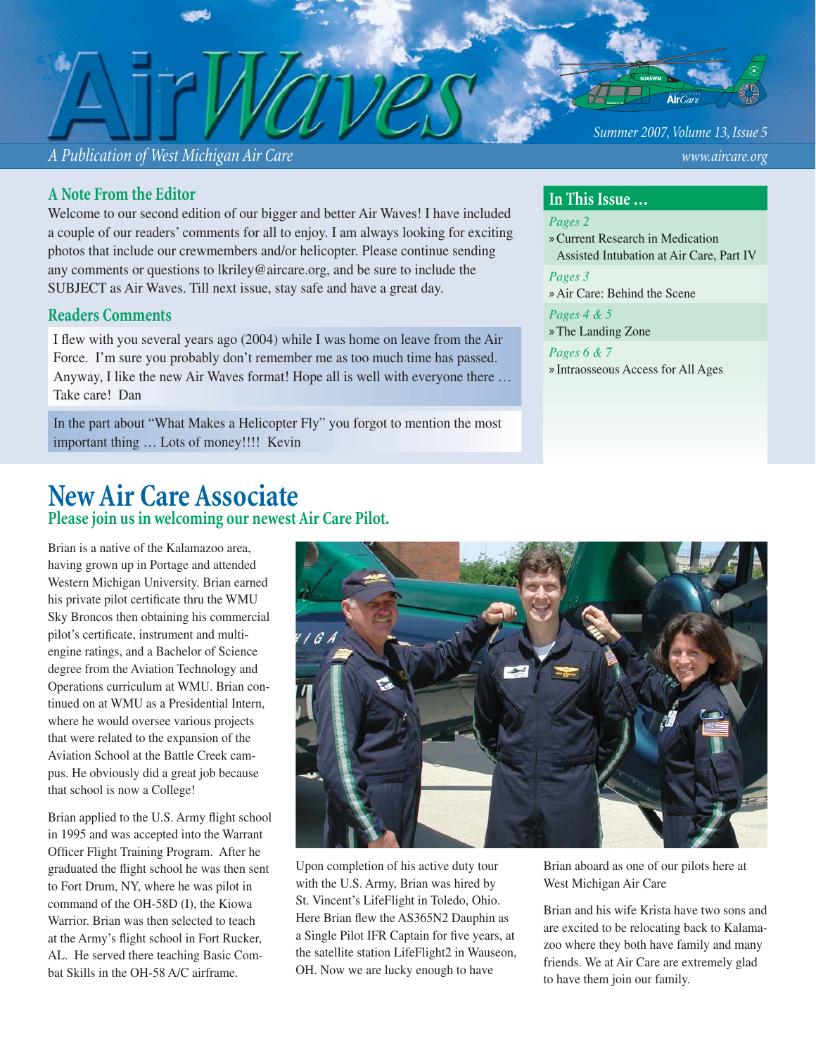# AirWaves

*Summer 2007, Volume 13, Issue 5*

*A Publication of West Michigan Air Care*

*www.aircare.org*

## A Note From the Editor

Welcome to our second edition of our bigger and better Air Waves! I have included a couple of our readers' comments for all to enjoy. I am always looking for exciting photos that include our crewmembers and/or helicopter. Please continue sending any comments or questions to lkriley@aircare.org, and be sure to include the SUBJECT as Air Waves. Till next issue, stay safe and have a great day.

## Readers Comments

I flew with you several years ago (2004) while I was home on leave from the Air Force. I'm sure you probably don't remember me as too much time has passed. Anyway, I like the new Air Waves format! Hope all is well with everyone there … Take care! Dan

In the part about "What Makes a Helicopter Fly" you forgot to mention the most important thing … Lots of money!!!! Kevin

## In This Issue …

*Pages 2*
» Current Research in Medication Assisted Intubation at Air Care, Part IV

*Pages 3*
» Air Care: Behind the Scene

*Pages 4 & 5*
» The Landing Zone

*Pages 6 & 7*
» Intraosseous Access for All Ages

# New Air Care Associate

### Please join us in welcoming our newest Air Care Pilot.

Brian is a native of the Kalamazoo area, having grown up in Portage and attended Western Michigan University. Brian earned his private pilot certificate thru the WMU Sky Broncos then obtaining his commercial pilot's certificate, instrument and multi-engine ratings, and a Bachelor of Science degree from the Aviation Technology and Operations curriculum at WMU. Brian continued on at WMU as a Presidential Intern, where he would oversee various projects that were related to the expansion of the Aviation School at the Battle Creek campus. He obviously did a great job because that school is now a College!

Brian applied to the U.S. Army flight school in 1995 and was accepted into the Warrant Officer Flight Training Program. After he graduated the flight school he was then sent to Fort Drum, NY, where he was pilot in command of the OH-58D (I), the Kiowa Warrior. Brian was then selected to teach at the Army's flight school in Fort Rucker, AL. He served there teaching Basic Combat Skills in the OH-58 A/C airframe.

Upon completion of his active duty tour with the U.S. Army, Brian was hired by St. Vincent's LifeFlight in Toledo, Ohio. Here Brian flew the AS365N2 Dauphin as a Single Pilot IFR Captain for five years, at the satellite station LifeFlight2 in Wauseon, OH. Now we are lucky enough to have Brian aboard as one of our pilots here at West Michigan Air Care

Brian and his wife Krista have two sons and are excited to be relocating back to Kalamazoo where they both have family and many friends. We at Air Care are extremely glad to have them join our family.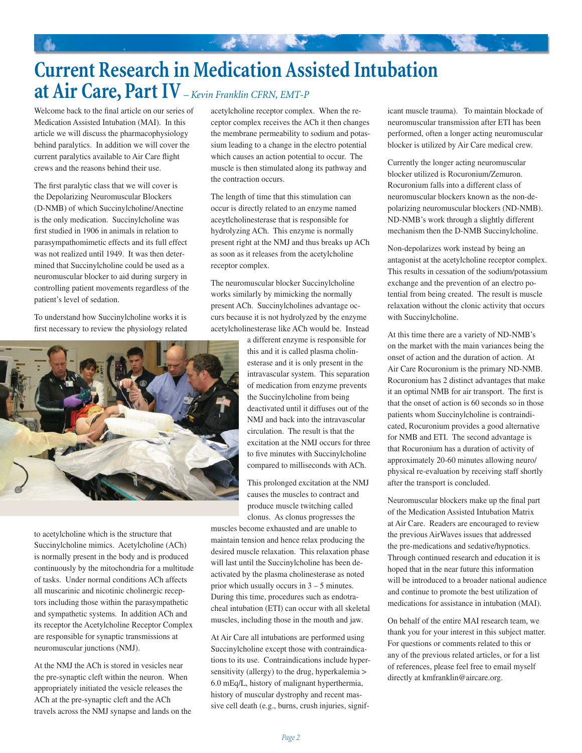# Current Research in Medication Assisted Intubation at Air Care, Part IV

*– Kevin Franklin CFRN, EMT-P*

Welcome back to the final article on our series of Medication Assisted Intubation (MAI). In this article we will discuss the pharmacophysiology behind paralytics. In addition we will cover the current paralytics available to Air Care flight crews and the reasons behind their use.

The first paralytic class that we will cover is the Depolarizing Neuromuscular Blockers (D-NMB) of which Succinylcholine/Anectine is the only medication. Succinylcholine was first studied in 1906 in animals in relation to parasympathomimetic effects and its full effect was not realized until 1949. It was then determined that Succinylcholine could be used as a neuromuscular blocker to aid during surgery in controlling patient movements regardless of the patient's level of sedation.

To understand how Succinylcholine works it is first necessary to review the physiology related to acetylcholine which is the structure that Succinylcholine mimics. Acetylcholine (ACh) is normally present in the body and is produced continuously by the mitochondria for a multitude of tasks. Under normal conditions ACh affects all muscarinic and nicotinic cholinergic receptors including those within the parasympathetic and sympathetic systems. In addition ACh and its receptor the Acetylcholine Receptor Complex are responsible for synaptic transmissions at neuromuscular junctions (NMJ).

At the NMJ the ACh is stored in vesicles near the pre-synaptic cleft within the neuron. When appropriately initiated the vesicle releases the ACh at the pre-synaptic cleft and the ACh travels across the NMJ synapse and lands on the acetylcholine receptor complex. When the receptor complex receives the ACh it then changes the membrane permeability to sodium and potassium leading to a change in the electro potential which causes an action potential to occur. The muscle is then stimulated along its pathway and the contraction occurs.

The length of time that this stimulation can occur is directly related to an enzyme named aceytlcholinesterase that is responsible for hydrolyzing ACh. This enzyme is normally present right at the NMJ and thus breaks up ACh as soon as it releases from the acetylcholine receptor complex.

The neuromuscular blocker Succinylcholine works similarly by mimicking the normally present ACh. Succinylcholines advantage occurs because it is not hydrolyzed by the enzyme acetylcholinesterase like ACh would be. Instead a different enzyme is responsible for this and it is called plasma cholinesterase and it is only present in the intravascular system. This separation of medication from enzyme prevents the Succinylcholine from being deactivated until it diffuses out of the NMJ and back into the intravascular circulation. The result is that the excitation at the NMJ occurs for three to five minutes with Succinylcholine compared to milliseconds with ACh.

This prolonged excitation at the NMJ causes the muscles to contract and produce muscle twitching called clonus. As clonus progresses the muscles become exhausted and are unable to maintain tension and hence relax producing the desired muscle relaxation. This relaxation phase will last until the Succinylcholine has been deactivated by the plasma cholinesterase as noted prior which usually occurs in 3 – 5 minutes. During this time, procedures such as endotracheal intubation (ETI) can occur with all skeletal muscles, including those in the mouth and jaw.

At Air Care all intubations are performed using Succinylcholine except those with contraindications to its use. Contraindications include hypersensitivity (allergy) to the drug, hyperkalemia > 6.0 mEq/L, history of malignant hyperthermia, history of muscular dystrophy and recent massive cell death (e.g., burns, crush injuries, significant muscle trauma). To maintain blockade of neuromuscular transmission after ETI has been performed, often a longer acting neuromuscular blocker is utilized by Air Care medical crew.

Currently the longer acting neuromuscular blocker utilized is Rocuronium/Zemuron. Rocuronium falls into a different class of neuromuscular blockers known as the non-depolarizing neuromuscular blockers (ND-NMB). ND-NMB's work through a slightly different mechanism then the D-NMB Succinylcholine.

Non-depolarizes work instead by being an antagonist at the acetylcholine receptor complex. This results in cessation of the sodium/potassium exchange and the prevention of an electro potential from being created. The result is muscle relaxation without the clonic activity that occurs with Succinylcholine.

At this time there are a variety of ND-NMB's on the market with the main variances being the onset of action and the duration of action. At Air Care Rocuronium is the primary ND-NMB. Rocuronium has 2 distinct advantages that make it an optimal NMB for air transport. The first is that the onset of action is 60 seconds so in those patients whom Succinylcholine is contraindicated, Rocuronium provides a good alternative for NMB and ETI. The second advantage is that Rocuronium has a duration of activity of approximately 20-60 minutes allowing neuro/physical re-evaluation by receiving staff shortly after the transport is concluded.

Neuromuscular blockers make up the final part of the Medication Assisted Intubation Matrix at Air Care. Readers are encouraged to review the previous AirWaves issues that addressed the pre-medications and sedative/hypnotics. Through continued research and education it is hoped that in the near future this information will be introduced to a broader national audience and continue to promote the best utilization of medications for assistance in intubation (MAI).

On behalf of the entire MAI research team, we thank you for your interest in this subject matter. For questions or comments related to this or any of the previous related articles, or for a list of references, please feel free to email myself directly at kmfranklin@aircare.org.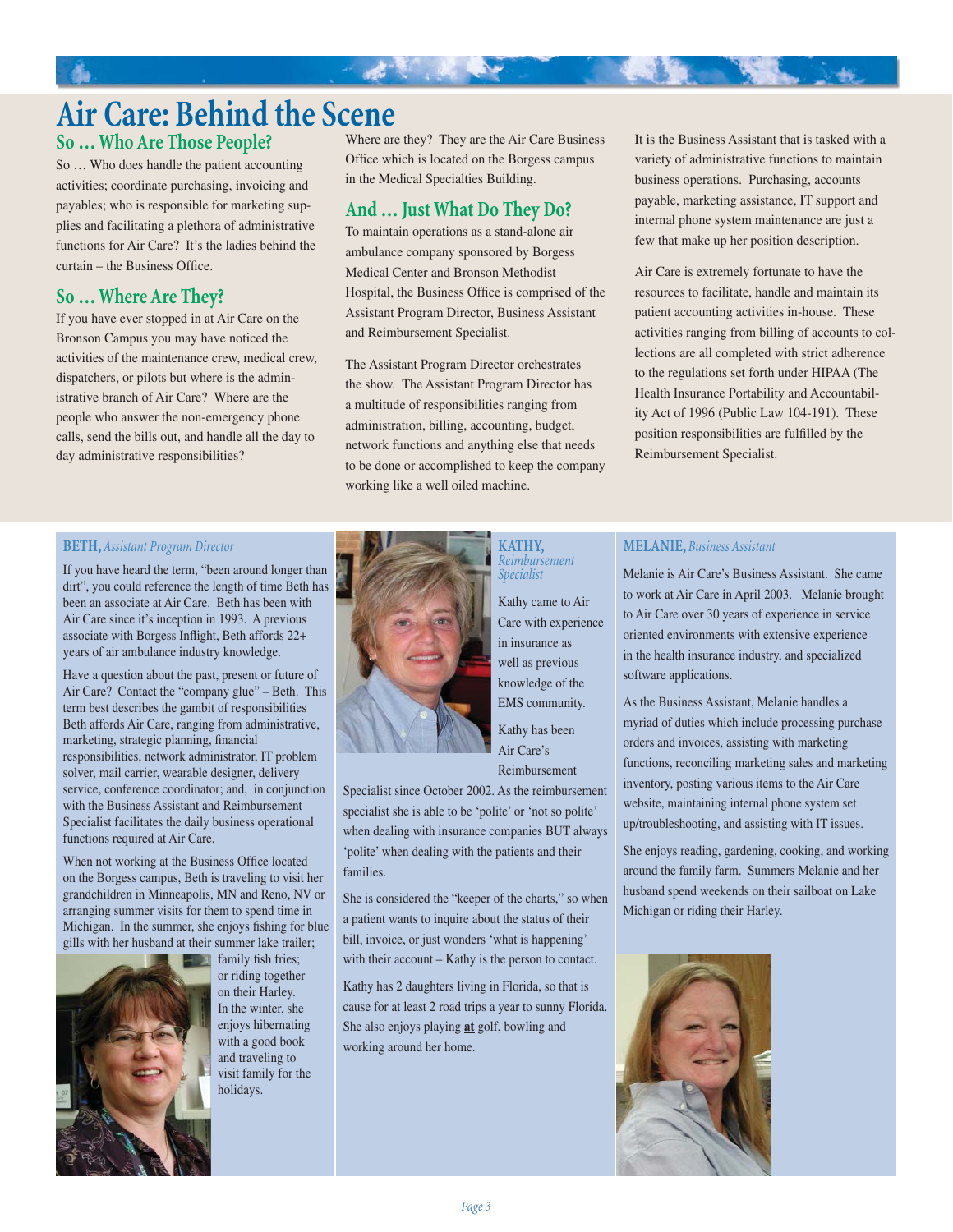# Air Care: Behind the Scene

## So … Who Are Those People?

So … Who does handle the patient accounting activities; coordinate purchasing, invoicing and payables; who is responsible for marketing supplies and facilitating a plethora of administrative functions for Air Care? It's the ladies behind the curtain – the Business Office.

## So … Where Are They?

If you have ever stopped in at Air Care on the Bronson Campus you may have noticed the activities of the maintenance crew, medical crew, dispatchers, or pilots but where is the administrative branch of Air Care? Where are the people who answer the non-emergency phone calls, send the bills out, and handle all the day to day administrative responsibilities?

Where are they? They are the Air Care Business Office which is located on the Borgess campus in the Medical Specialties Building.

## And … Just What Do They Do?

To maintain operations as a stand-alone air ambulance company sponsored by Borgess Medical Center and Bronson Methodist Hospital, the Business Office is comprised of the Assistant Program Director, Business Assistant and Reimbursement Specialist.

The Assistant Program Director orchestrates the show. The Assistant Program Director has a multitude of responsibilities ranging from administration, billing, accounting, budget, network functions and anything else that needs to be done or accomplished to keep the company working like a well oiled machine.

It is the Business Assistant that is tasked with a variety of administrative functions to maintain business operations. Purchasing, accounts payable, marketing assistance, IT support and internal phone system maintenance are just a few that make up her position description.

Air Care is extremely fortunate to have the resources to facilitate, handle and maintain its patient accounting activities in-house. These activities ranging from billing of accounts to collections are all completed with strict adherence to the regulations set forth under HIPAA (The Health Insurance Portability and Accountability Act of 1996 (Public Law 104-191). These position responsibilities are fulfilled by the Reimbursement Specialist.

### BETH, *Assistant Program Director*

If you have heard the term, "been around longer than dirt", you could reference the length of time Beth has been an associate at Air Care. Beth has been with Air Care since it's inception in 1993. A previous associate with Borgess Inflight, Beth affords 22+ years of air ambulance industry knowledge.

Have a question about the past, present or future of Air Care? Contact the "company glue" – Beth. This term best describes the gambit of responsibilities Beth affords Air Care, ranging from administrative, marketing, strategic planning, financial responsibilities, network administrator, IT problem solver, mail carrier, wearable designer, delivery service, conference coordinator; and, in conjunction with the Business Assistant and Reimbursement Specialist facilitates the daily business operational functions required at Air Care.

When not working at the Business Office located on the Borgess campus, Beth is traveling to visit her grandchildren in Minneapolis, MN and Reno, NV or arranging summer visits for them to spend time in Michigan. In the summer, she enjoys fishing for blue gills with her husband at their summer lake trailer; family fish fries; or riding together on their Harley. In the winter, she enjoys hibernating with a good book and traveling to visit family for the holidays.

### KATHY, *Reimbursement Specialist*

Kathy came to Air Care with experience in insurance as well as previous knowledge of the EMS community.

Kathy has been Air Care's Reimbursement Specialist since October 2002. As the reimbursement specialist she is able to be 'polite' or 'not so polite' when dealing with insurance companies BUT always 'polite' when dealing with the patients and their families.

She is considered the "keeper of the charts," so when a patient wants to inquire about the status of their bill, invoice, or just wonders 'what is happening' with their account – Kathy is the person to contact.

Kathy has 2 daughters living in Florida, so that is cause for at least 2 road trips a year to sunny Florida. She also enjoys playing **at** golf, bowling and working around her home.

### MELANIE, *Business Assistant*

Melanie is Air Care's Business Assistant. She came to work at Air Care in April 2003. Melanie brought to Air Care over 30 years of experience in service oriented environments with extensive experience in the health insurance industry, and specialized software applications.

As the Business Assistant, Melanie handles a myriad of duties which include processing purchase orders and invoices, assisting with marketing functions, reconciling marketing sales and marketing inventory, posting various items to the Air Care website, maintaining internal phone system set up/troubleshooting, and assisting with IT issues.

She enjoys reading, gardening, cooking, and working around the family farm. Summers Melanie and her husband spend weekends on their sailboat on Lake Michigan or riding their Harley.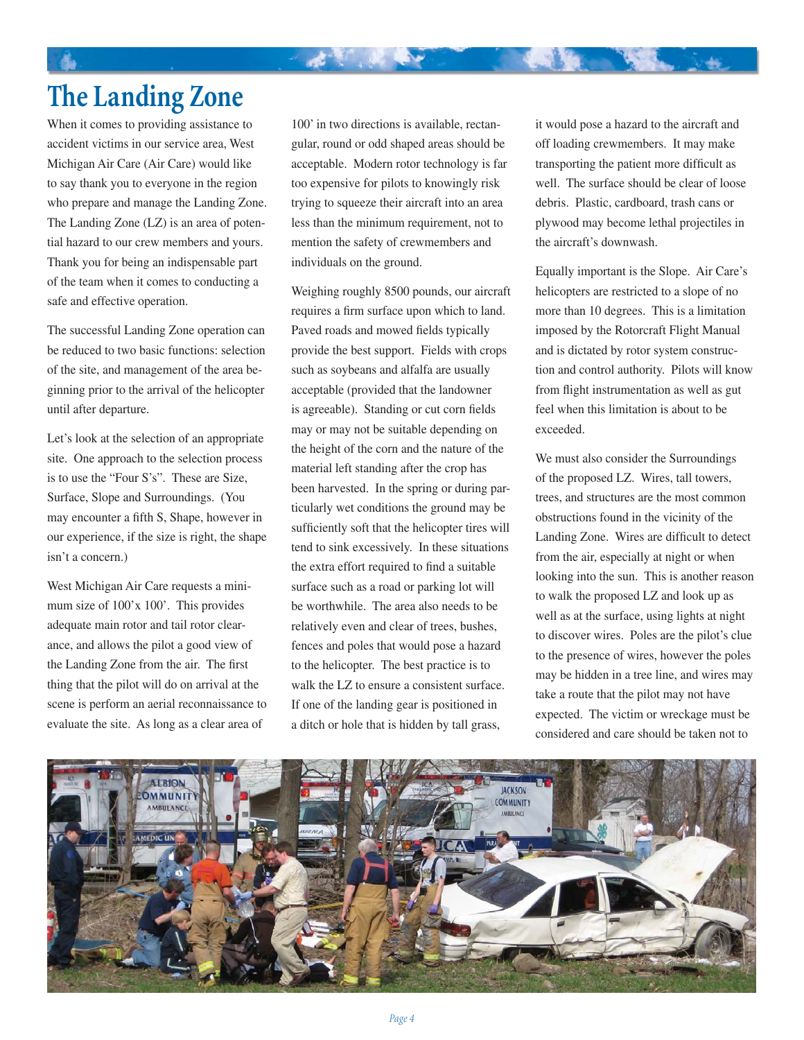# The Landing Zone

When it comes to providing assistance to accident victims in our service area, West Michigan Air Care (Air Care) would like to say thank you to everyone in the region who prepare and manage the Landing Zone. The Landing Zone (LZ) is an area of potential hazard to our crew members and yours. Thank you for being an indispensable part of the team when it comes to conducting a safe and effective operation.

The successful Landing Zone operation can be reduced to two basic functions: selection of the site, and management of the area beginning prior to the arrival of the helicopter until after departure.

Let's look at the selection of an appropriate site. One approach to the selection process is to use the "Four S's". These are Size, Surface, Slope and Surroundings. (You may encounter a fifth S, Shape, however in our experience, if the size is right, the shape isn't a concern.)

West Michigan Air Care requests a minimum size of 100'x 100'. This provides adequate main rotor and tail rotor clearance, and allows the pilot a good view of the Landing Zone from the air. The first thing that the pilot will do on arrival at the scene is perform an aerial reconnaissance to evaluate the site. As long as a clear area of 100' in two directions is available, rectangular, round or odd shaped areas should be acceptable. Modern rotor technology is far too expensive for pilots to knowingly risk trying to squeeze their aircraft into an area less than the minimum requirement, not to mention the safety of crewmembers and individuals on the ground.

Weighing roughly 8500 pounds, our aircraft requires a firm surface upon which to land. Paved roads and mowed fields typically provide the best support. Fields with crops such as soybeans and alfalfa are usually acceptable (provided that the landowner is agreeable). Standing or cut corn fields may or may not be suitable depending on the height of the corn and the nature of the material left standing after the crop has been harvested. In the spring or during particularly wet conditions the ground may be sufficiently soft that the helicopter tires will tend to sink excessively. In these situations the extra effort required to find a suitable surface such as a road or parking lot will be worthwhile. The area also needs to be relatively even and clear of trees, bushes, fences and poles that would pose a hazard to the helicopter. The best practice is to walk the LZ to ensure a consistent surface. If one of the landing gear is positioned in a ditch or hole that is hidden by tall grass, it would pose a hazard to the aircraft and off loading crewmembers. It may make transporting the patient more difficult as well. The surface should be clear of loose debris. Plastic, cardboard, trash cans or plywood may become lethal projectiles in the aircraft's downwash.

Equally important is the Slope. Air Care's helicopters are restricted to a slope of no more than 10 degrees. This is a limitation imposed by the Rotorcraft Flight Manual and is dictated by rotor system construction and control authority. Pilots will know from flight instrumentation as well as gut feel when this limitation is about to be exceeded.

We must also consider the Surroundings of the proposed LZ. Wires, tall towers, trees, and structures are the most common obstructions found in the vicinity of the Landing Zone. Wires are difficult to detect from the air, especially at night or when looking into the sun. This is another reason to walk the proposed LZ and look up as well as at the surface, using lights at night to discover wires. Poles are the pilot's clue to the presence of wires, however the poles may be hidden in a tree line, and wires may take a route that the pilot may not have expected. The victim or wreckage must be considered and care should be taken not to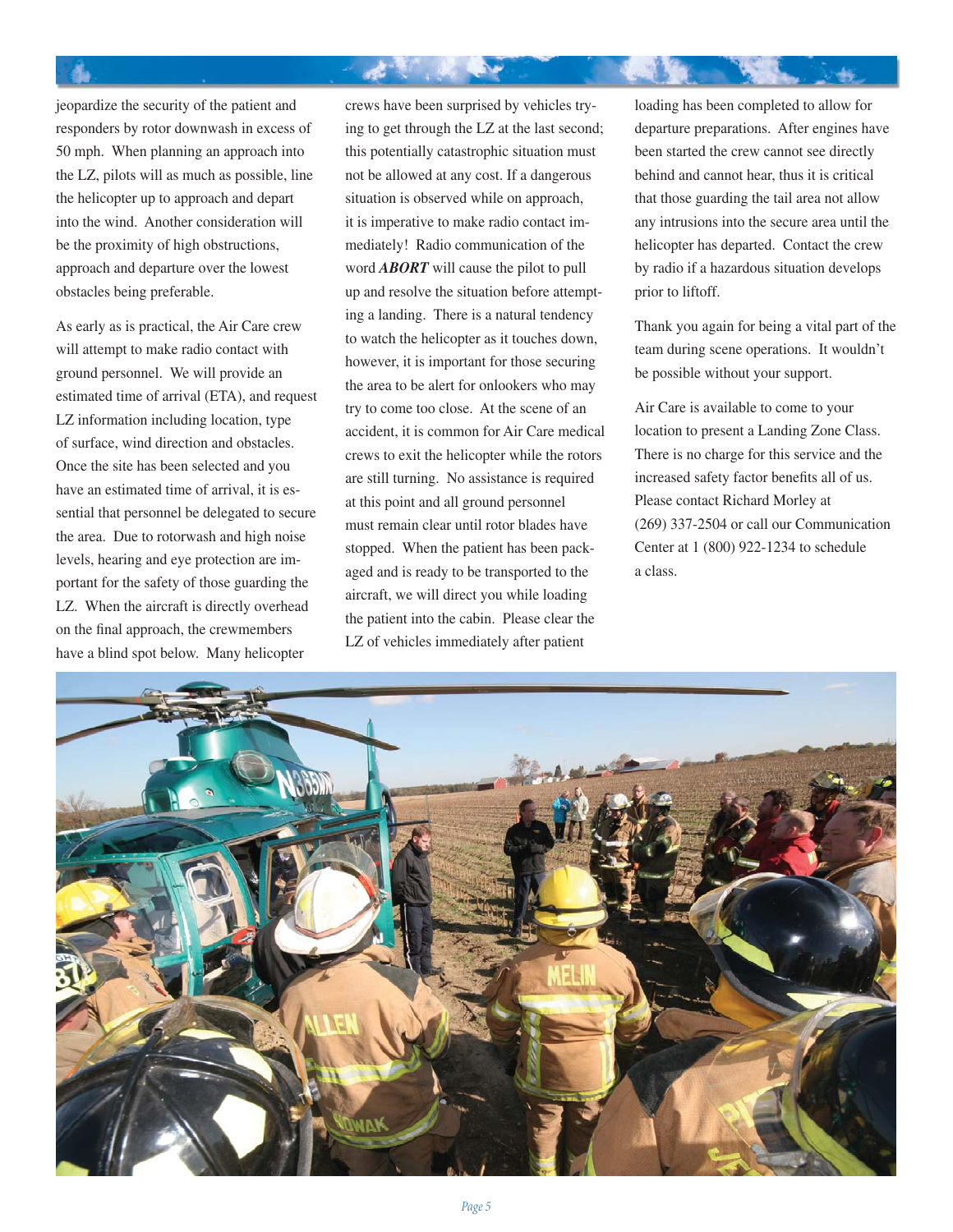jeopardize the security of the patient and responders by rotor downwash in excess of 50 mph. When planning an approach into the LZ, pilots will as much as possible, line the helicopter up to approach and depart into the wind. Another consideration will be the proximity of high obstructions, approach and departure over the lowest obstacles being preferable.

As early as is practical, the Air Care crew will attempt to make radio contact with ground personnel. We will provide an estimated time of arrival (ETA), and request LZ information including location, type of surface, wind direction and obstacles. Once the site has been selected and you have an estimated time of arrival, it is essential that personnel be delegated to secure the area. Due to rotorwash and high noise levels, hearing and eye protection are important for the safety of those guarding the LZ. When the aircraft is directly overhead on the final approach, the crewmembers have a blind spot below. Many helicopter crews have been surprised by vehicles trying to get through the LZ at the last second; this potentially catastrophic situation must not be allowed at any cost. If a dangerous situation is observed while on approach, it is imperative to make radio contact immediately! Radio communication of the word ***ABORT*** will cause the pilot to pull up and resolve the situation before attempting a landing. There is a natural tendency to watch the helicopter as it touches down, however, it is important for those securing the area to be alert for onlookers who may try to come too close. At the scene of an accident, it is common for Air Care medical crews to exit the helicopter while the rotors are still turning. No assistance is required at this point and all ground personnel must remain clear until rotor blades have stopped. When the patient has been packaged and is ready to be transported to the aircraft, we will direct you while loading the patient into the cabin. Please clear the LZ of vehicles immediately after patient loading has been completed to allow for departure preparations. After engines have been started the crew cannot see directly behind and cannot hear, thus it is critical that those guarding the tail area not allow any intrusions into the secure area until the helicopter has departed. Contact the crew by radio if a hazardous situation develops prior to liftoff.

Thank you again for being a vital part of the team during scene operations. It wouldn't be possible without your support.

Air Care is available to come to your location to present a Landing Zone Class. There is no charge for this service and the increased safety factor benefits all of us. Please contact Richard Morley at (269) 337-2504 or call our Communication Center at 1 (800) 922-1234 to schedule a class.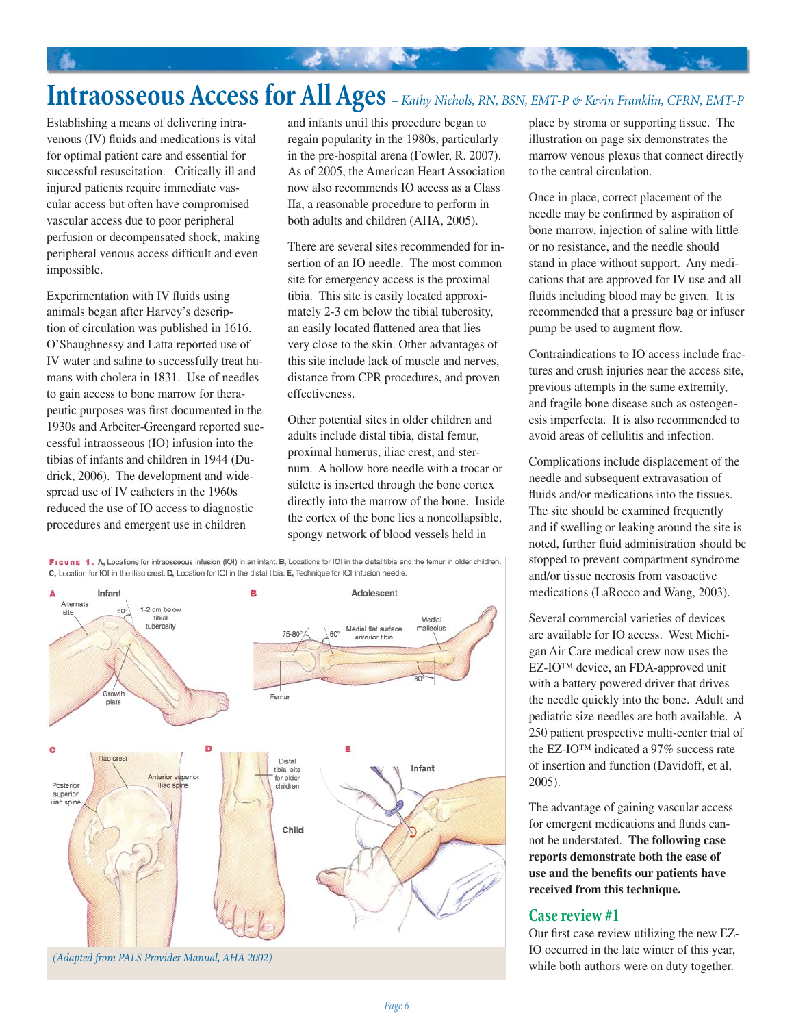# Intraosseous Access for All Ages

*– Kathy Nichols, RN, BSN, EMT-P & Kevin Franklin, CFRN, EMT-P*

Establishing a means of delivering intravenous (IV) fluids and medications is vital for optimal patient care and essential for successful resuscitation. Critically ill and injured patients require immediate vascular access but often have compromised vascular access due to poor peripheral perfusion or decompensated shock, making peripheral venous access difficult and even impossible.

Experimentation with IV fluids using animals began after Harvey's description of circulation was published in 1616. O'Shaughnessy and Latta reported use of IV water and saline to successfully treat humans with cholera in 1831. Use of needles to gain access to bone marrow for therapeutic purposes was first documented in the 1930s and Arbeiter-Greengard reported successful intraosseous (IO) infusion into the tibias of infants and children in 1944 (Dudrick, 2006). The development and widespread use of IV catheters in the 1960s reduced the use of IO access to diagnostic procedures and emergent use in children and infants until this procedure began to regain popularity in the 1980s, particularly in the pre-hospital arena (Fowler, R. 2007). As of 2005, the American Heart Association now also recommends IO access as a Class IIa, a reasonable procedure to perform in both adults and children (AHA, 2005).

There are several sites recommended for insertion of an IO needle. The most common site for emergency access is the proximal tibia. This site is easily located approximately 2-3 cm below the tibial tuberosity, an easily located flattened area that lies very close to the skin. Other advantages of this site include lack of muscle and nerves, distance from CPR procedures, and proven effectiveness.

Other potential sites in older children and adults include distal tibia, distal femur, proximal humerus, iliac crest, and sternum. A hollow bore needle with a trocar or stilette is inserted through the bone cortex directly into the marrow of the bone. Inside the cortex of the bone lies a noncollapsible, spongy network of blood vessels held in place by stroma or supporting tissue. The illustration on page six demonstrates the marrow venous plexus that connect directly to the central circulation.

Once in place, correct placement of the needle may be confirmed by aspiration of bone marrow, injection of saline with little or no resistance, and the needle should stand in place without support. Any medications that are approved for IV use and all fluids including blood may be given. It is recommended that a pressure bag or infuser pump be used to augment flow.

Contraindications to IO access include fractures and crush injuries near the access site, previous attempts in the same extremity, and fragile bone disease such as osteogenesis imperfecta. It is also recommended to avoid areas of cellulitis and infection.

Complications include displacement of the needle and subsequent extravasation of fluids and/or medications into the tissues. The site should be examined frequently and if swelling or leaking around the site is noted, further fluid administration should be stopped to prevent compartment syndrome and/or tissue necrosis from vasoactive medications (LaRocco and Wang, 2003).

Several commercial varieties of devices are available for IO access. West Michigan Air Care medical crew now uses the EZ-IO™ device, an FDA-approved unit with a battery powered driver that drives the needle quickly into the bone. Adult and pediatric size needles are both available. A 250 patient prospective multi-center trial of the EZ-IO™ indicated a 97% success rate of insertion and function (Davidoff, et al, 2005).

The advantage of gaining vascular access for emergent medications and fluids cannot be understated. **The following case reports demonstrate both the ease of use and the benefits our patients have received from this technique.**

**FIGURE 1.** A, Locations for intraosseous infusion (IOI) in an infant. B, Locations for IOI in the distal tibia and the femur in older children. C, Location for IOI in the iliac crest. D, Location for IOI in the distal tibia. E, Technique for IOI infusion needle.

*(Adapted from PALS Provider Manual, AHA 2002)*

## Case review #1

Our first case review utilizing the new EZ-IO occurred in the late winter of this year, while both authors were on duty together.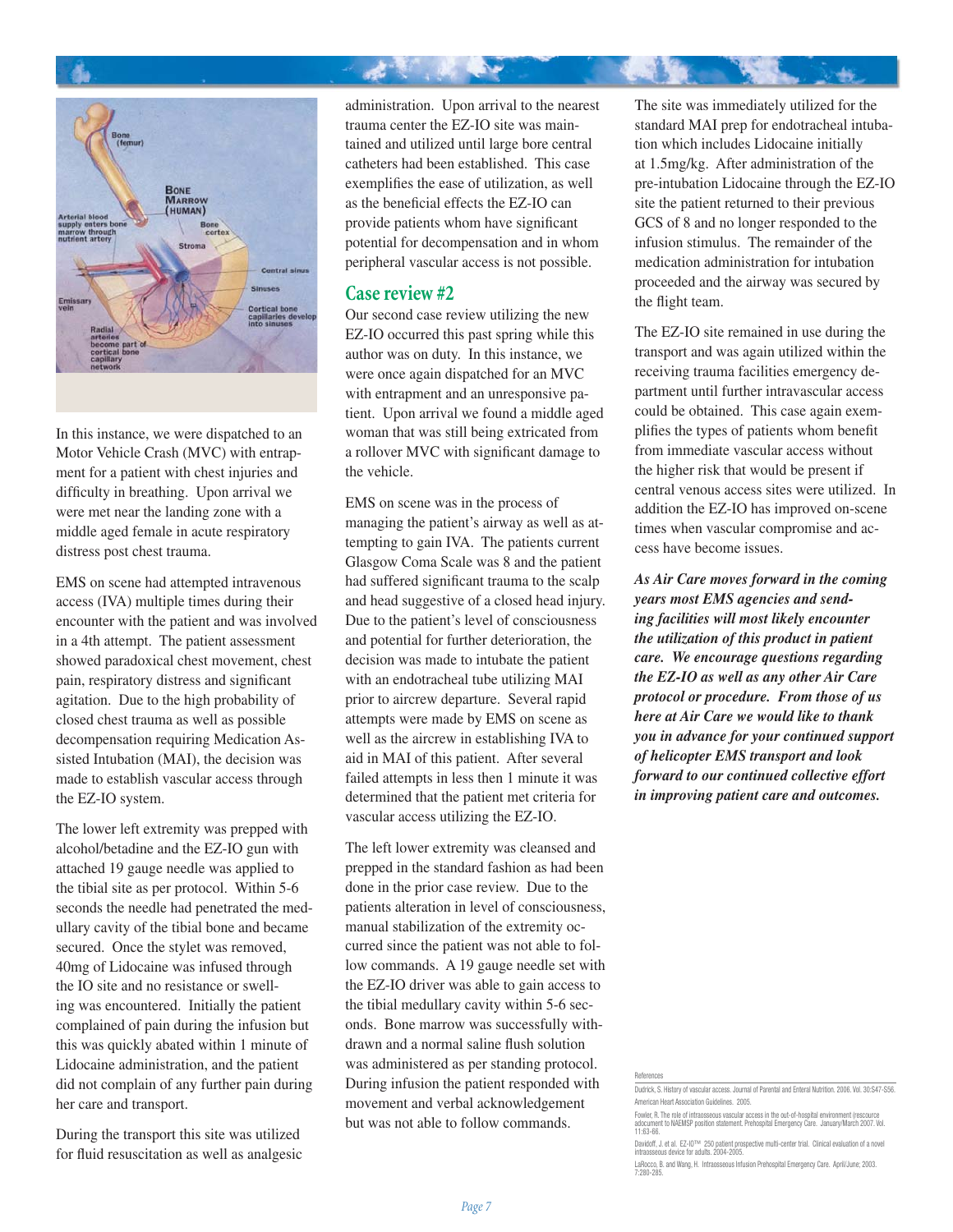In this instance, we were dispatched to an Motor Vehicle Crash (MVC) with entrapment for a patient with chest injuries and difficulty in breathing. Upon arrival we were met near the landing zone with a middle aged female in acute respiratory distress post chest trauma.

EMS on scene had attempted intravenous access (IVA) multiple times during their encounter with the patient and was involved in a 4th attempt. The patient assessment showed paradoxical chest movement, chest pain, respiratory distress and significant agitation. Due to the high probability of closed chest trauma as well as possible decompensation requiring Medication Assisted Intubation (MAI), the decision was made to establish vascular access through the EZ-IO system.

The lower left extremity was prepped with alcohol/betadine and the EZ-IO gun with attached 19 gauge needle was applied to the tibial site as per protocol. Within 5-6 seconds the needle had penetrated the medullary cavity of the tibial bone and became secured. Once the stylet was removed, 40mg of Lidocaine was infused through the IO site and no resistance or swelling was encountered. Initially the patient complained of pain during the infusion but this was quickly abated within 1 minute of Lidocaine administration, and the patient did not complain of any further pain during her care and transport.

During the transport this site was utilized for fluid resuscitation as well as analgesic administration. Upon arrival to the nearest trauma center the EZ-IO site was maintained and utilized until large bore central catheters had been established. This case exemplifies the ease of utilization, as well as the beneficial effects the EZ-IO can provide patients whom have significant potential for decompensation and in whom peripheral vascular access is not possible.

## Case review #2

Our second case review utilizing the new EZ-IO occurred this past spring while this author was on duty. In this instance, we were once again dispatched for an MVC with entrapment and an unresponsive patient. Upon arrival we found a middle aged woman that was still being extricated from a rollover MVC with significant damage to the vehicle.

EMS on scene was in the process of managing the patient's airway as well as attempting to gain IVA. The patients current Glasgow Coma Scale was 8 and the patient had suffered significant trauma to the scalp and head suggestive of a closed head injury. Due to the patient's level of consciousness and potential for further deterioration, the decision was made to intubate the patient with an endotracheal tube utilizing MAI prior to aircrew departure. Several rapid attempts were made by EMS on scene as well as the aircrew in establishing IVA to aid in MAI of this patient. After several failed attempts in less then 1 minute it was determined that the patient met criteria for vascular access utilizing the EZ-IO.

The left lower extremity was cleansed and prepped in the standard fashion as had been done in the prior case review. Due to the patients alteration in level of consciousness, manual stabilization of the extremity occurred since the patient was not able to follow commands. A 19 gauge needle set with the EZ-IO driver was able to gain access to the tibial medullary cavity within 5-6 seconds. Bone marrow was successfully withdrawn and a normal saline flush solution was administered as per standing protocol. During infusion the patient responded with movement and verbal acknowledgement but was not able to follow commands.

The site was immediately utilized for the standard MAI prep for endotracheal intubation which includes Lidocaine initially at 1.5mg/kg. After administration of the pre-intubation Lidocaine through the EZ-IO site the patient returned to their previous GCS of 8 and no longer responded to the infusion stimulus. The remainder of the medication administration for intubation proceeded and the airway was secured by the flight team.

The EZ-IO site remained in use during the transport and was again utilized within the receiving trauma facilities emergency department until further intravascular access could be obtained. This case again exemplifies the types of patients whom benefit from immediate vascular access without the higher risk that would be present if central venous access sites were utilized. In addition the EZ-IO has improved on-scene times when vascular compromise and access have become issues.

***As Air Care moves forward in the coming years most EMS agencies and sending facilities will most likely encounter the utilization of this product in patient care. We encourage questions regarding the EZ-IO as well as any other Air Care protocol or procedure. From those of us here at Air Care we would like to thank you in advance for your continued support of helicopter EMS transport and look forward to our continued collective effort in improving patient care and outcomes.***

References

Dudrick, S. History of vascular access. Journal of Parental and Enteral Nutrition. 2006. Vol. 30:S47-S56.

American Heart Association Guidelines. 2005.

Fowler, R. The role of intraosseous vascular access in the out-of-hospital environment (rescource adocument to NAEMSP position statement. Prehospital Emergency Care. January/March 2007. Vol. 11:63-66.

Davidoff, J. et al. EZ-IO™ 250 patient prospective multi-center trial. Clinical evaluation of a novel intraosseous device for adults. 2004-2005.

LaRocco, B. and Wang, H. Intraosseous Infusion Prehospital Emergency Care. April/June; 2003. 7:280-285.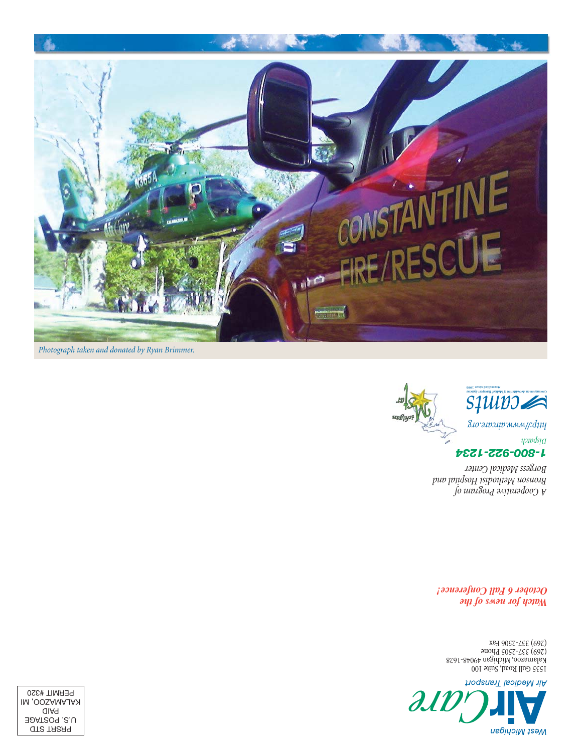Photograph taken and donated by Ryan Brimmer.

West Michigan

**AirCare**

*Air Medical Transport*

1535 Gull Road, Suite 100
Kalamazoo, Michigan 49048-1628
(269) 337-2505 Phone
(269) 337-2506 Fax

***Watch for news of the October 6 Fall Conference!***

*A Cooperative Program of Bronson Methodist Hospital and Borgess Medical Center*

**1-800-922-1234**

*Dispatch*

*http://www.aircare.org*

camts
Commission on Accreditation of Medical Transport Systems
Accredited since 1995

PRSRT STD
U.S. POSTAGE
PAID
KALAMAZOO, MI
PERMIT #320